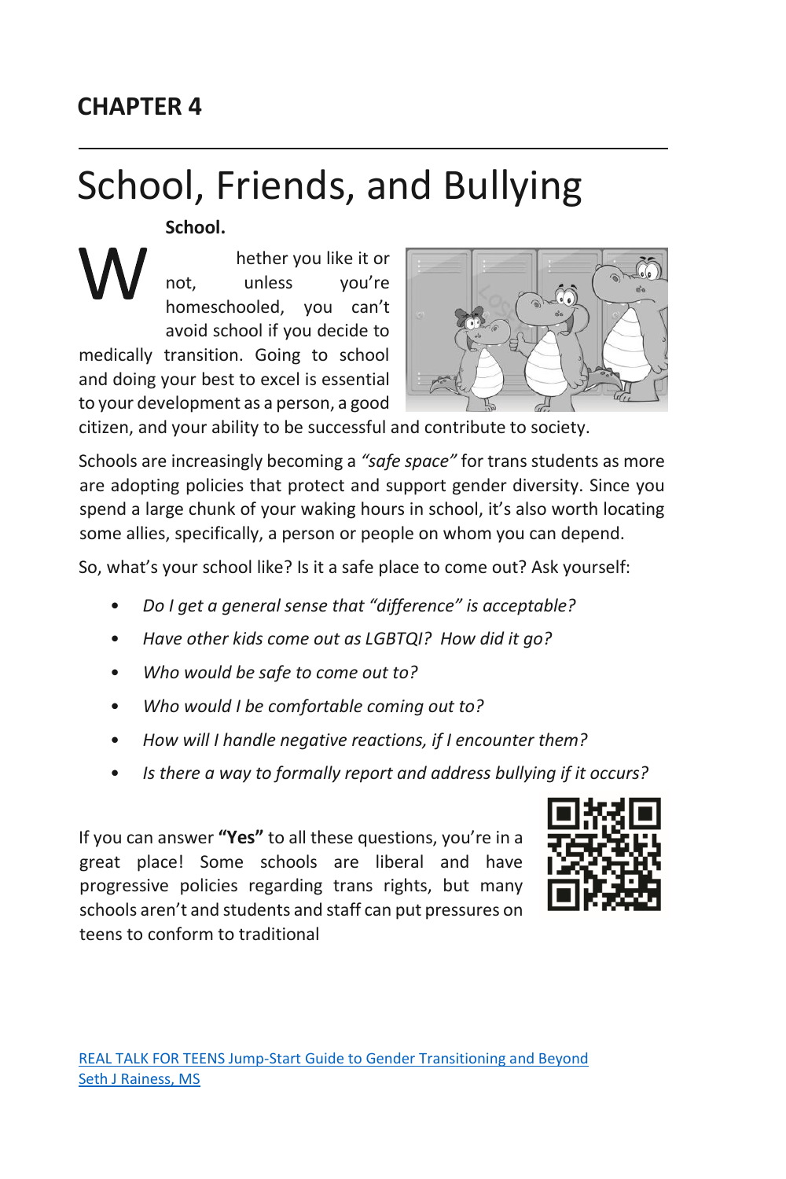**CHAPTER 4**

# School, Friends, and Bullying

**School.**

Whether you like it or not, unless you're homeschooled, you can't avoid school if you decide to medically transition. Going to school and doing your best to excel is essential to your development as a person, a good citizen, and your ability to be successful and contribute to society.

Schools are increasingly becoming a *"safe space"* for trans students as more are adopting policies that protect and support gender diversity. Since you spend a large chunk of your waking hours in school, it's also worth locating some allies, specifically, a person or people on whom you can depend.

So, what's your school like? Is it a safe place to come out? Ask yourself:

- *Do I get a general sense that "difference" is acceptable?*
- *Have other kids come out as LGBTQI? How did it go?*
- *Who would be safe to come out to?*
- *Who would I be comfortable coming out to?*
- *How will I handle negative reactions, if I encounter them?*
- *Is there a way to formally report and address bullying if it occurs?*

If you can answer **"Yes"** to all these questions, you're in a great place! Some schools are liberal and have progressive policies regarding trans rights, but many schools aren't and students and staff can put pressures on teens to conform to traditional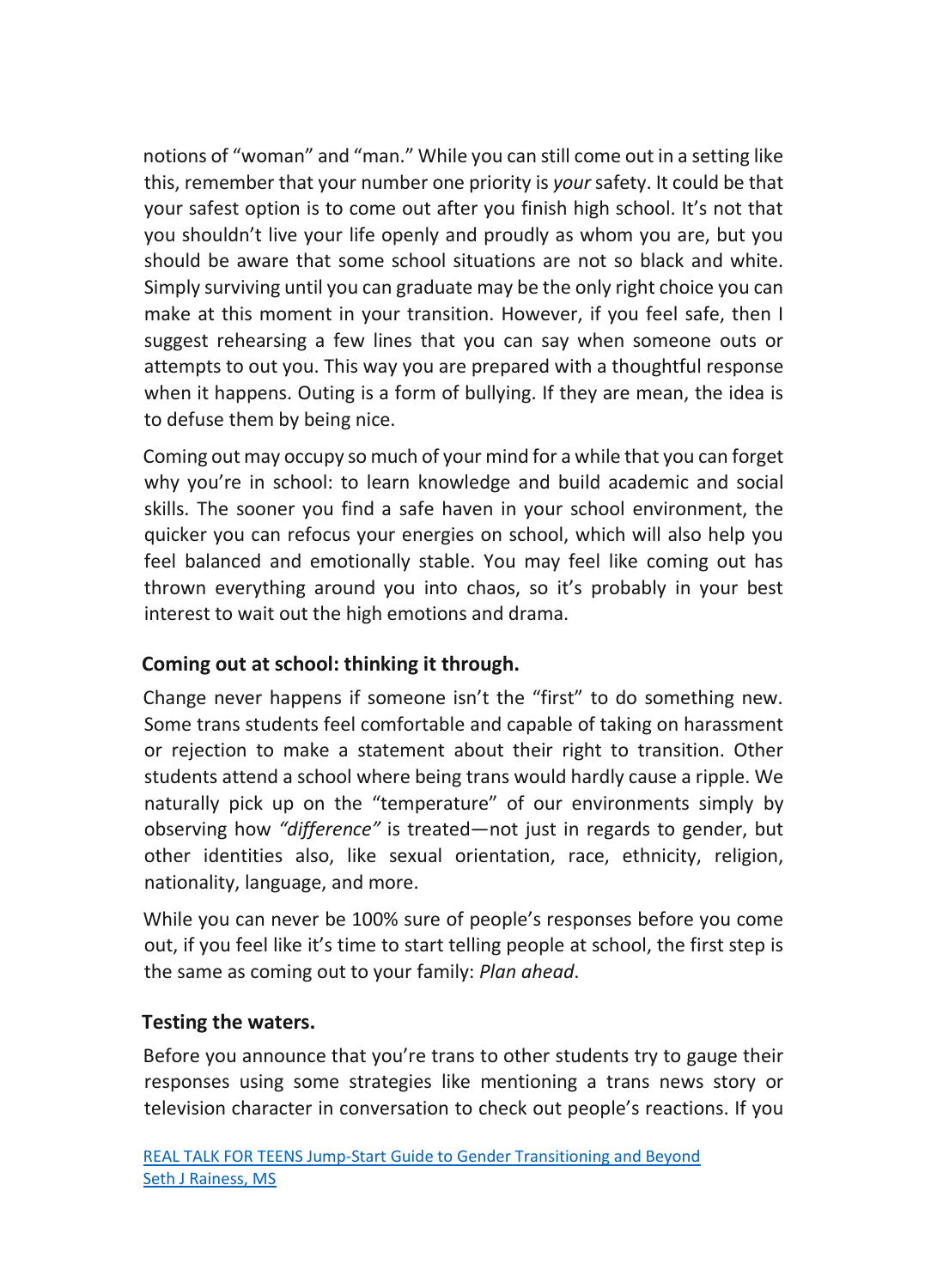notions of "woman" and "man." While you can still come out in a setting like this, remember that your number one priority is *your* safety. It could be that your safest option is to come out after you finish high school. It's not that you shouldn't live your life openly and proudly as whom you are, but you should be aware that some school situations are not so black and white. Simply surviving until you can graduate may be the only right choice you can make at this moment in your transition. However, if you feel safe, then I suggest rehearsing a few lines that you can say when someone outs or attempts to out you. This way you are prepared with a thoughtful response when it happens. Outing is a form of bullying. If they are mean, the idea is to defuse them by being nice.

Coming out may occupy so much of your mind for a while that you can forget why you're in school: to learn knowledge and build academic and social skills. The sooner you find a safe haven in your school environment, the quicker you can refocus your energies on school, which will also help you feel balanced and emotionally stable. You may feel like coming out has thrown everything around you into chaos, so it's probably in your best interest to wait out the high emotions and drama.

### Coming out at school: thinking it through.

Change never happens if someone isn't the "first" to do something new. Some trans students feel comfortable and capable of taking on harassment or rejection to make a statement about their right to transition. Other students attend a school where being trans would hardly cause a ripple. We naturally pick up on the "temperature" of our environments simply by observing how *"difference"* is treated—not just in regards to gender, but other identities also, like sexual orientation, race, ethnicity, religion, nationality, language, and more.

While you can never be 100% sure of people's responses before you come out, if you feel like it's time to start telling people at school, the first step is the same as coming out to your family: *Plan ahead*.

### Testing the waters.

Before you announce that you're trans to other students try to gauge their responses using some strategies like mentioning a trans news story or television character in conversation to check out people's reactions. If you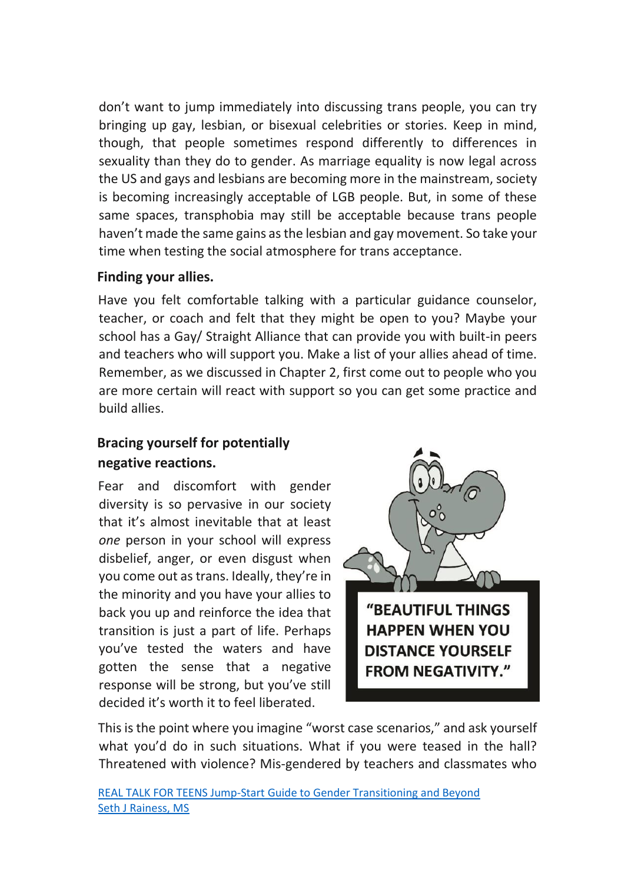don't want to jump immediately into discussing trans people, you can try bringing up gay, lesbian, or bisexual celebrities or stories. Keep in mind, though, that people sometimes respond differently to differences in sexuality than they do to gender. As marriage equality is now legal across the US and gays and lesbians are becoming more in the mainstream, society is becoming increasingly acceptable of LGB people. But, in some of these same spaces, transphobia may still be acceptable because trans people haven't made the same gains as the lesbian and gay movement. So take your time when testing the social atmosphere for trans acceptance.

### Finding your allies.

Have you felt comfortable talking with a particular guidance counselor, teacher, or coach and felt that they might be open to you? Maybe your school has a Gay/ Straight Alliance that can provide you with built-in peers and teachers who will support you. Make a list of your allies ahead of time. Remember, as we discussed in Chapter 2, first come out to people who you are more certain will react with support so you can get some practice and build allies.

### Bracing yourself for potentially negative reactions.

Fear and discomfort with gender diversity is so pervasive in our society that it's almost inevitable that at least *one* person in your school will express disbelief, anger, or even disgust when you come out as trans. Ideally, they're in the minority and you have your allies to back you up and reinforce the idea that transition is just a part of life. Perhaps you've tested the waters and have gotten the sense that a negative response will be strong, but you've still decided it's worth it to feel liberated.

**"BEAUTIFUL THINGS HAPPEN WHEN YOU DISTANCE YOURSELF FROM NEGATIVITY."**

This is the point where you imagine "worst case scenarios," and ask yourself what you'd do in such situations. What if you were teased in the hall? Threatened with violence? Mis-gendered by teachers and classmates who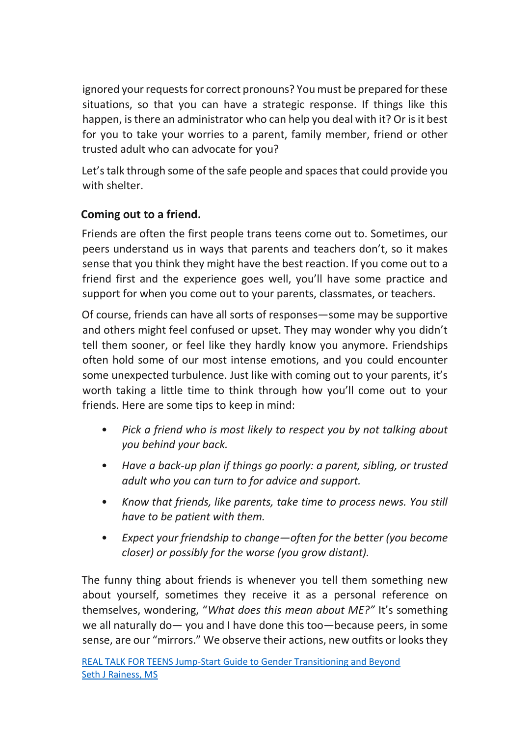ignored your requests for correct pronouns? You must be prepared for these situations, so that you can have a strategic response. If things like this happen, is there an administrator who can help you deal with it? Or is it best for you to take your worries to a parent, family member, friend or other trusted adult who can advocate for you?

Let's talk through some of the safe people and spaces that could provide you with shelter.

**Coming out to a friend.**

Friends are often the first people trans teens come out to. Sometimes, our peers understand us in ways that parents and teachers don't, so it makes sense that you think they might have the best reaction. If you come out to a friend first and the experience goes well, you'll have some practice and support for when you come out to your parents, classmates, or teachers.

Of course, friends can have all sorts of responses—some may be supportive and others might feel confused or upset. They may wonder why you didn't tell them sooner, or feel like they hardly know you anymore. Friendships often hold some of our most intense emotions, and you could encounter some unexpected turbulence. Just like with coming out to your parents, it's worth taking a little time to think through how you'll come out to your friends. Here are some tips to keep in mind:

- *Pick a friend who is most likely to respect you by not talking about you behind your back.*
- *Have a back-up plan if things go poorly: a parent, sibling, or trusted adult who you can turn to for advice and support.*
- *Know that friends, like parents, take time to process news. You still have to be patient with them.*
- *Expect your friendship to change—often for the better (you become closer) or possibly for the worse (you grow distant).*

The funny thing about friends is whenever you tell them something new about yourself, sometimes they receive it as a personal reference on themselves, wondering, "*What does this mean about ME?*" It's something we all naturally do— you and I have done this too—because peers, in some sense, are our "mirrors." We observe their actions, new outfits or looks they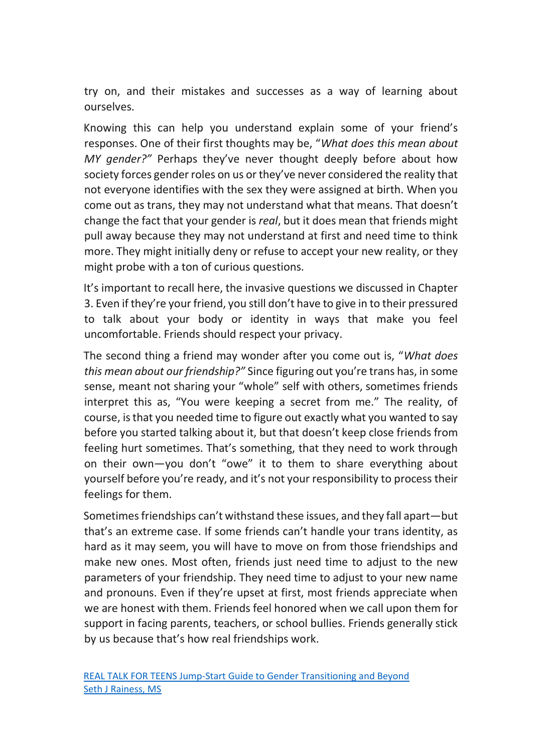try on, and their mistakes and successes as a way of learning about ourselves.

Knowing this can help you understand explain some of your friend's responses. One of their first thoughts may be, "*What does this mean about MY gender?"* Perhaps they've never thought deeply before about how society forces gender roles on us or they've never considered the reality that not everyone identifies with the sex they were assigned at birth. When you come out as trans, they may not understand what that means. That doesn't change the fact that your gender is *real*, but it does mean that friends might pull away because they may not understand at first and need time to think more. They might initially deny or refuse to accept your new reality, or they might probe with a ton of curious questions.

It's important to recall here, the invasive questions we discussed in Chapter 3. Even if they're your friend, you still don't have to give in to their pressured to talk about your body or identity in ways that make you feel uncomfortable. Friends should respect your privacy.

The second thing a friend may wonder after you come out is, "*What does this mean about our friendship?"* Since figuring out you're trans has, in some sense, meant not sharing your "whole" self with others, sometimes friends interpret this as, "You were keeping a secret from me." The reality, of course, is that you needed time to figure out exactly what you wanted to say before you started talking about it, but that doesn't keep close friends from feeling hurt sometimes. That's something, that they need to work through on their own—you don't "owe" it to them to share everything about yourself before you're ready, and it's not your responsibility to process their feelings for them.

Sometimes friendships can't withstand these issues, and they fall apart—but that's an extreme case. If some friends can't handle your trans identity, as hard as it may seem, you will have to move on from those friendships and make new ones. Most often, friends just need time to adjust to the new parameters of your friendship. They need time to adjust to your new name and pronouns. Even if they're upset at first, most friends appreciate when we are honest with them. Friends feel honored when we call upon them for support in facing parents, teachers, or school bullies. Friends generally stick by us because that's how real friendships work.

REAL TALK FOR TEENS Jump-Start Guide to Gender Transitioning and Beyond
Seth J Rainess, MS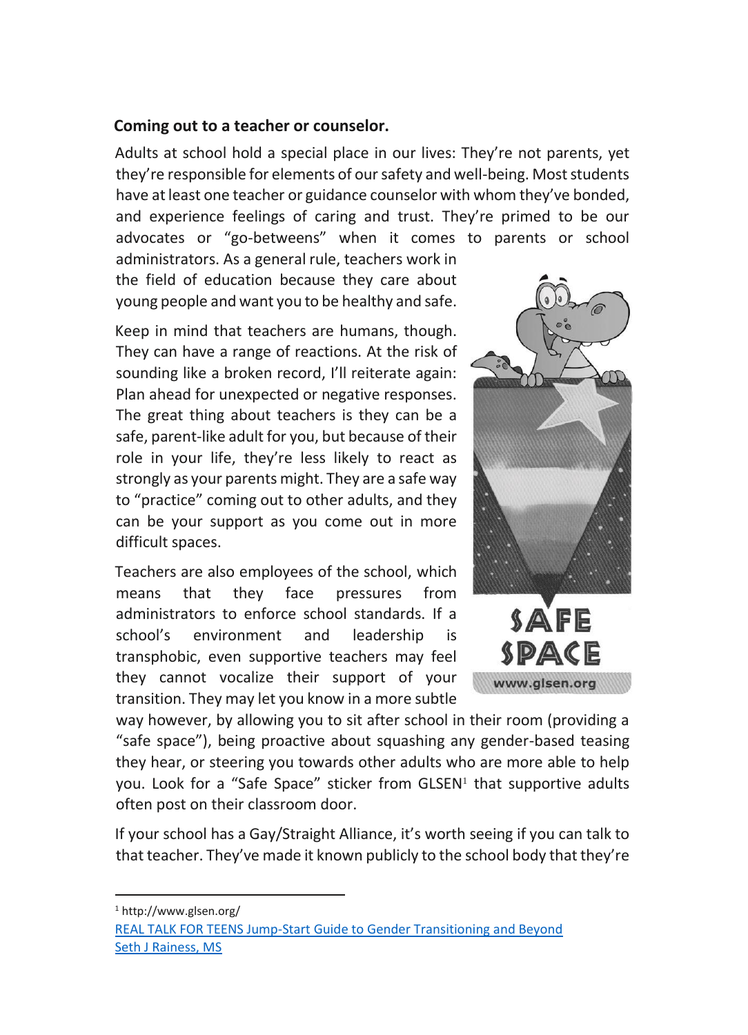**Coming out to a teacher or counselor.**

Adults at school hold a special place in our lives: They're not parents, yet they're responsible for elements of our safety and well-being. Most students have at least one teacher or guidance counselor with whom they've bonded, and experience feelings of caring and trust. They're primed to be our advocates or "go-betweens" when it comes to parents or school administrators. As a general rule, teachers work in the field of education because they care about young people and want you to be healthy and safe.

Keep in mind that teachers are humans, though. They can have a range of reactions. At the risk of sounding like a broken record, I'll reiterate again: Plan ahead for unexpected or negative responses. The great thing about teachers is they can be a safe, parent-like adult for you, but because of their role in your life, they're less likely to react as strongly as your parents might. They are a safe way to "practice" coming out to other adults, and they can be your support as you come out in more difficult spaces.

Teachers are also employees of the school, which means that they face pressures from administrators to enforce school standards. If a school's environment and leadership is transphobic, even supportive teachers may feel they cannot vocalize their support of your transition. They may let you know in a more subtle way however, by allowing you to sit after school in their room (providing a "safe space"), being proactive about squashing any gender-based teasing they hear, or steering you towards other adults who are more able to help you. Look for a "Safe Space" sticker from GLSEN[1] that supportive adults often post on their classroom door.

SAFE SPACE
www.glsen.org

If your school has a Gay/Straight Alliance, it's worth seeing if you can talk to that teacher. They've made it known publicly to the school body that they're

[1] http://www.glsen.org/

REAL TALK FOR TEENS Jump-Start Guide to Gender Transitioning and Beyond
Seth J Rainess, MS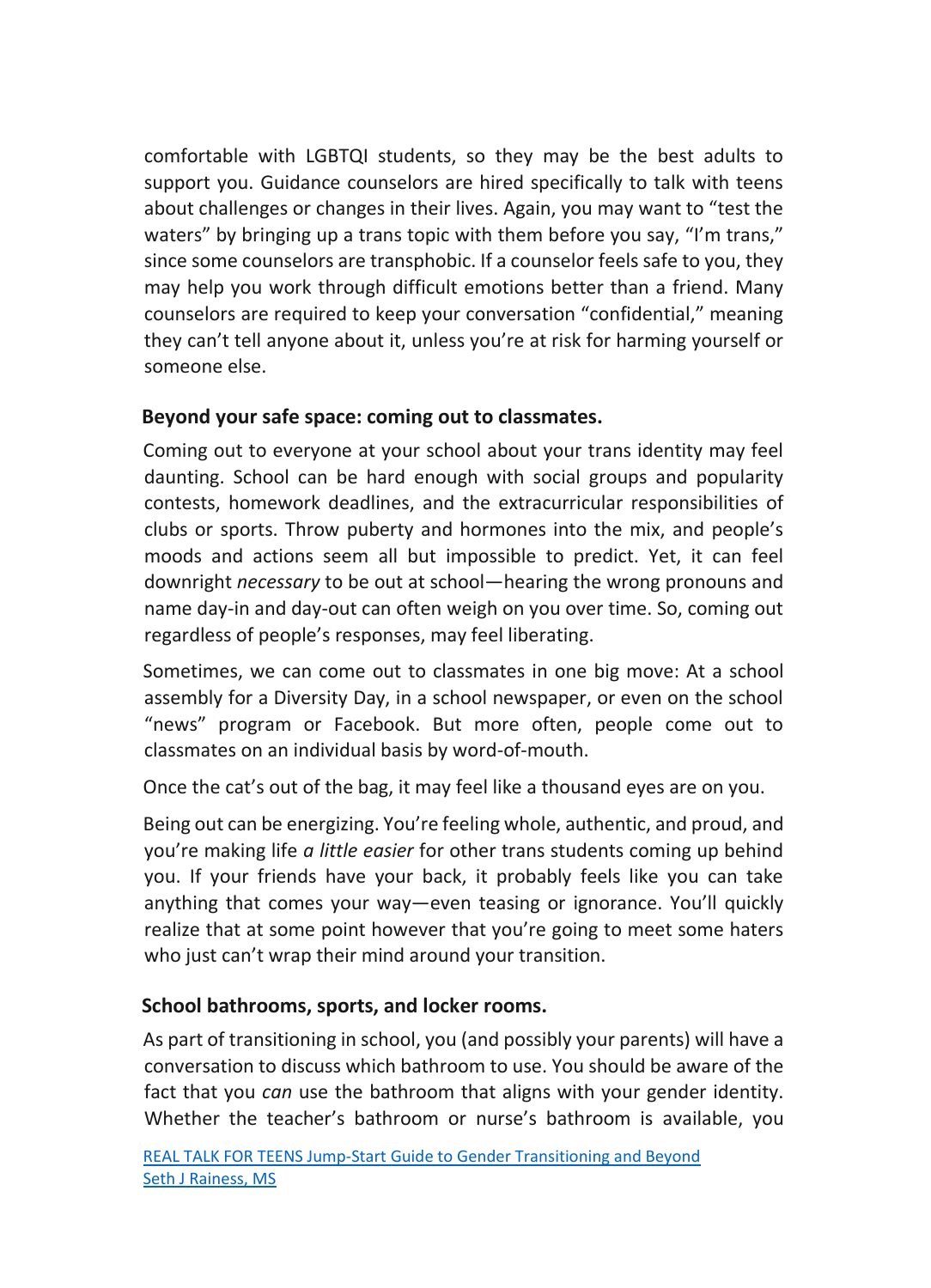comfortable with LGBTQI students, so they may be the best adults to support you. Guidance counselors are hired specifically to talk with teens about challenges or changes in their lives. Again, you may want to "test the waters" by bringing up a trans topic with them before you say, "I'm trans," since some counselors are transphobic. If a counselor feels safe to you, they may help you work through difficult emotions better than a friend. Many counselors are required to keep your conversation "confidential," meaning they can't tell anyone about it, unless you're at risk for harming yourself or someone else.

### Beyond your safe space: coming out to classmates.

Coming out to everyone at your school about your trans identity may feel daunting. School can be hard enough with social groups and popularity contests, homework deadlines, and the extracurricular responsibilities of clubs or sports. Throw puberty and hormones into the mix, and people's moods and actions seem all but impossible to predict. Yet, it can feel downright *necessary* to be out at school—hearing the wrong pronouns and name day-in and day-out can often weigh on you over time. So, coming out regardless of people's responses, may feel liberating.

Sometimes, we can come out to classmates in one big move: At a school assembly for a Diversity Day, in a school newspaper, or even on the school "news" program or Facebook. But more often, people come out to classmates on an individual basis by word-of-mouth.

Once the cat's out of the bag, it may feel like a thousand eyes are on you.

Being out can be energizing. You're feeling whole, authentic, and proud, and you're making life *a little easier* for other trans students coming up behind you. If your friends have your back, it probably feels like you can take anything that comes your way—even teasing or ignorance. You'll quickly realize that at some point however that you're going to meet some haters who just can't wrap their mind around your transition.

### School bathrooms, sports, and locker rooms.

As part of transitioning in school, you (and possibly your parents) will have a conversation to discuss which bathroom to use. You should be aware of the fact that you *can* use the bathroom that aligns with your gender identity. Whether the teacher's bathroom or nurse's bathroom is available, you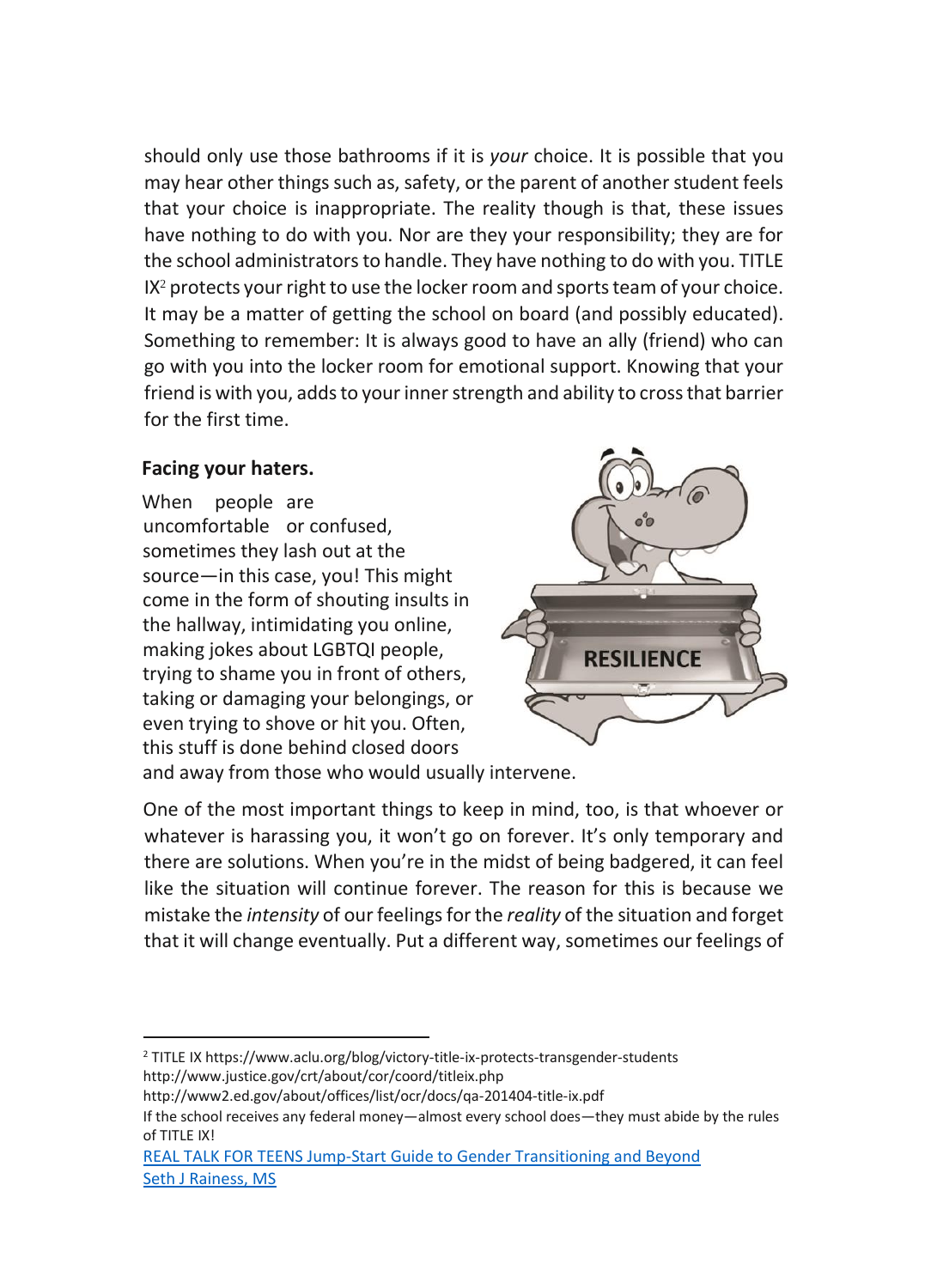should only use those bathrooms if it is *your* choice. It is possible that you may hear other things such as, safety, or the parent of another student feels that your choice is inappropriate. The reality though is that, these issues have nothing to do with you. Nor are they your responsibility; they are for the school administrators to handle. They have nothing to do with you. TITLE IX[2] protects your right to use the locker room and sports team of your choice. It may be a matter of getting the school on board (and possibly educated). Something to remember: It is always good to have an ally (friend) who can go with you into the locker room for emotional support. Knowing that your friend is with you, adds to your inner strength and ability to cross that barrier for the first time.

**Facing your haters.**

When people are uncomfortable or confused, sometimes they lash out at the source—in this case, you! This might come in the form of shouting insults in the hallway, intimidating you online, making jokes about LGBTQI people, trying to shame you in front of others, taking or damaging your belongings, or even trying to shove or hit you. Often, this stuff is done behind closed doors and away from those who would usually intervene.

One of the most important things to keep in mind, too, is that whoever or whatever is harassing you, it won't go on forever. It's only temporary and there are solutions. When you're in the midst of being badgered, it can feel like the situation will continue forever. The reason for this is because we mistake the *intensity* of our feelings for the *reality* of the situation and forget that it will change eventually. Put a different way, sometimes our feelings of

---

[2] TITLE IX https://www.aclu.org/blog/victory-title-ix-protects-transgender-students
http://www.justice.gov/crt/about/cor/coord/titleix.php
http://www2.ed.gov/about/offices/list/ocr/docs/qa-201404-title-ix.pdf
If the school receives any federal money—almost every school does—they must abide by the rules of TITLE IX!

REAL TALK FOR TEENS Jump-Start Guide to Gender Transitioning and Beyond
Seth J Rainess, MS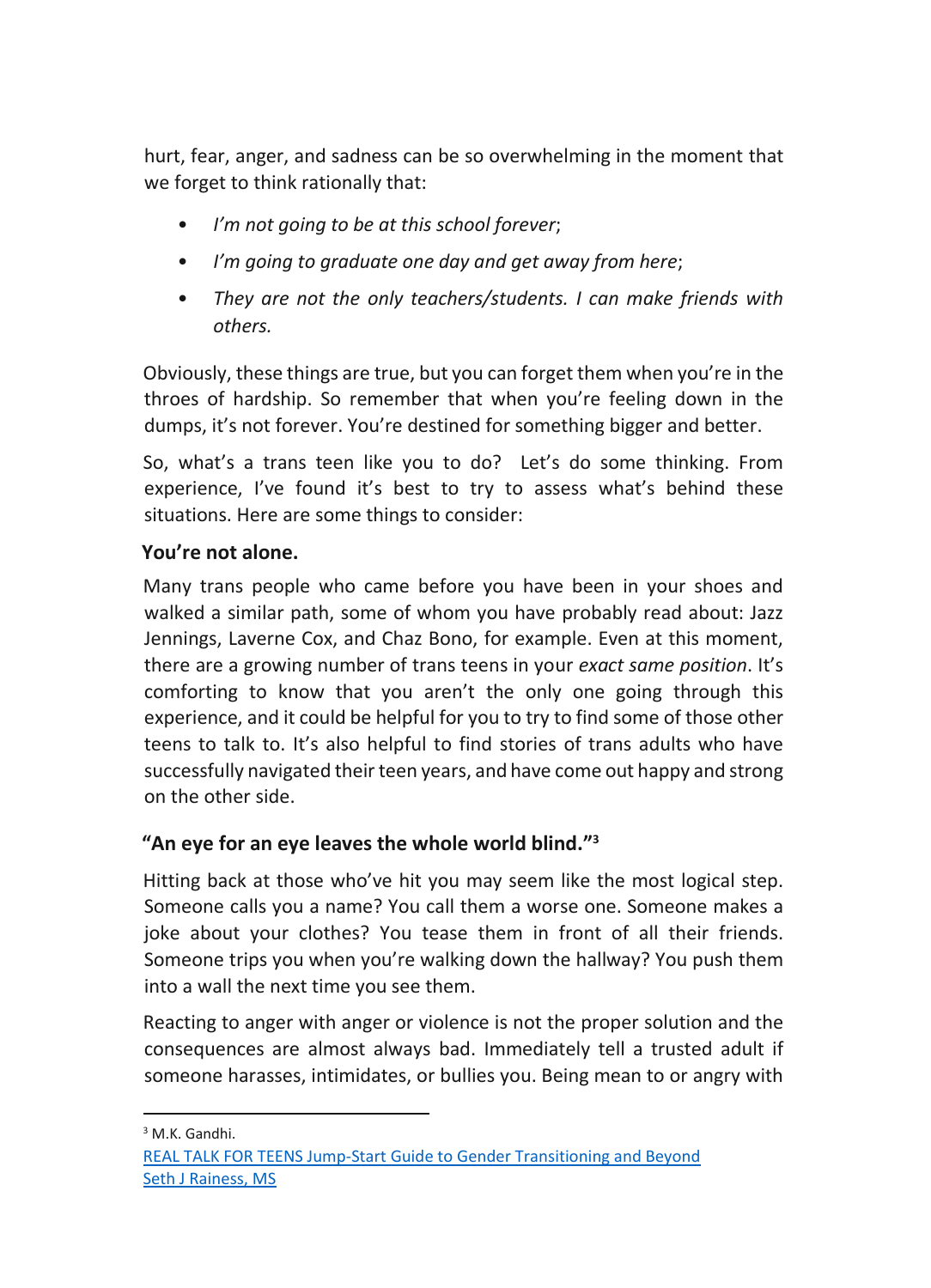hurt, fear, anger, and sadness can be so overwhelming in the moment that we forget to think rationally that:

- *I'm not going to be at this school forever*;
- *I'm going to graduate one day and get away from here*;
- *They are not the only teachers/students. I can make friends with others.*

Obviously, these things are true, but you can forget them when you're in the throes of hardship. So remember that when you're feeling down in the dumps, it's not forever. You're destined for something bigger and better.

So, what's a trans teen like you to do? Let's do some thinking. From experience, I've found it's best to try to assess what's behind these situations. Here are some things to consider:

**You're not alone.**

Many trans people who came before you have been in your shoes and walked a similar path, some of whom you have probably read about: Jazz Jennings, Laverne Cox, and Chaz Bono, for example. Even at this moment, there are a growing number of trans teens in your *exact same position*. It's comforting to know that you aren't the only one going through this experience, and it could be helpful for you to try to find some of those other teens to talk to. It's also helpful to find stories of trans adults who have successfully navigated their teen years, and have come out happy and strong on the other side.

**"An eye for an eye leaves the whole world blind."[3]**

Hitting back at those who've hit you may seem like the most logical step. Someone calls you a name? You call them a worse one. Someone makes a joke about your clothes? You tease them in front of all their friends. Someone trips you when you're walking down the hallway? You push them into a wall the next time you see them.

Reacting to anger with anger or violence is not the proper solution and the consequences are almost always bad. Immediately tell a trusted adult if someone harasses, intimidates, or bullies you. Being mean to or angry with

[3] M.K. Gandhi.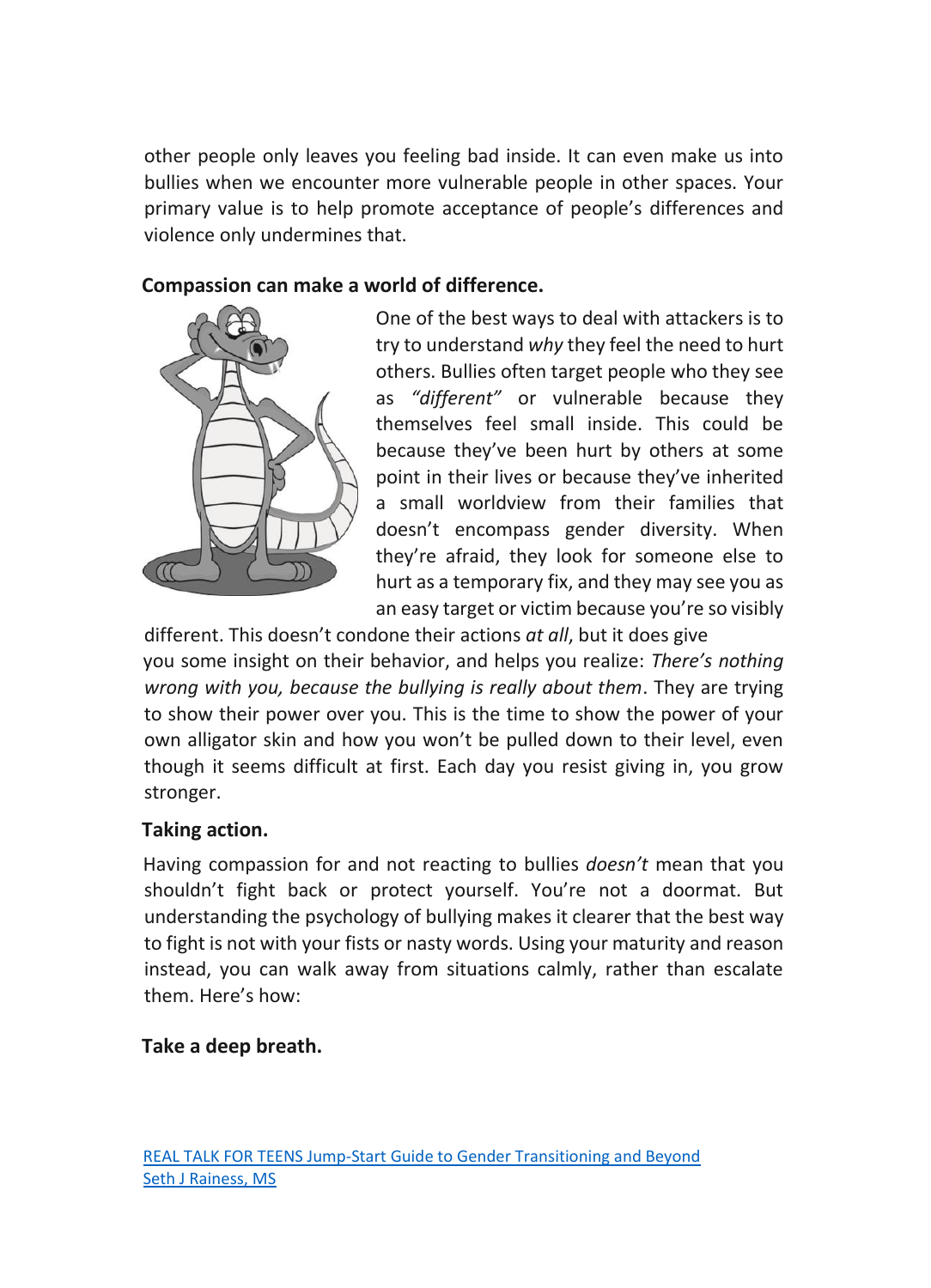other people only leaves you feeling bad inside. It can even make us into bullies when we encounter more vulnerable people in other spaces. Your primary value is to help promote acceptance of people's differences and violence only undermines that.

**Compassion can make a world of difference.**

One of the best ways to deal with attackers is to try to understand *why* they feel the need to hurt others. Bullies often target people who they see as *"different"* or vulnerable because they themselves feel small inside. This could be because they've been hurt by others at some point in their lives or because they've inherited a small worldview from their families that doesn't encompass gender diversity. When they're afraid, they look for someone else to hurt as a temporary fix, and they may see you as an easy target or victim because you're so visibly different. This doesn't condone their actions *at all*, but it does give you some insight on their behavior, and helps you realize: *There's nothing wrong with you, because the bullying is really about them*. They are trying to show their power over you. This is the time to show the power of your own alligator skin and how you won't be pulled down to their level, even though it seems difficult at first. Each day you resist giving in, you grow stronger.

**Taking action.**

Having compassion for and not reacting to bullies *doesn't* mean that you shouldn't fight back or protect yourself. You're not a doormat. But understanding the psychology of bullying makes it clearer that the best way to fight is not with your fists or nasty words. Using your maturity and reason instead, you can walk away from situations calmly, rather than escalate them. Here's how:

**Take a deep breath.**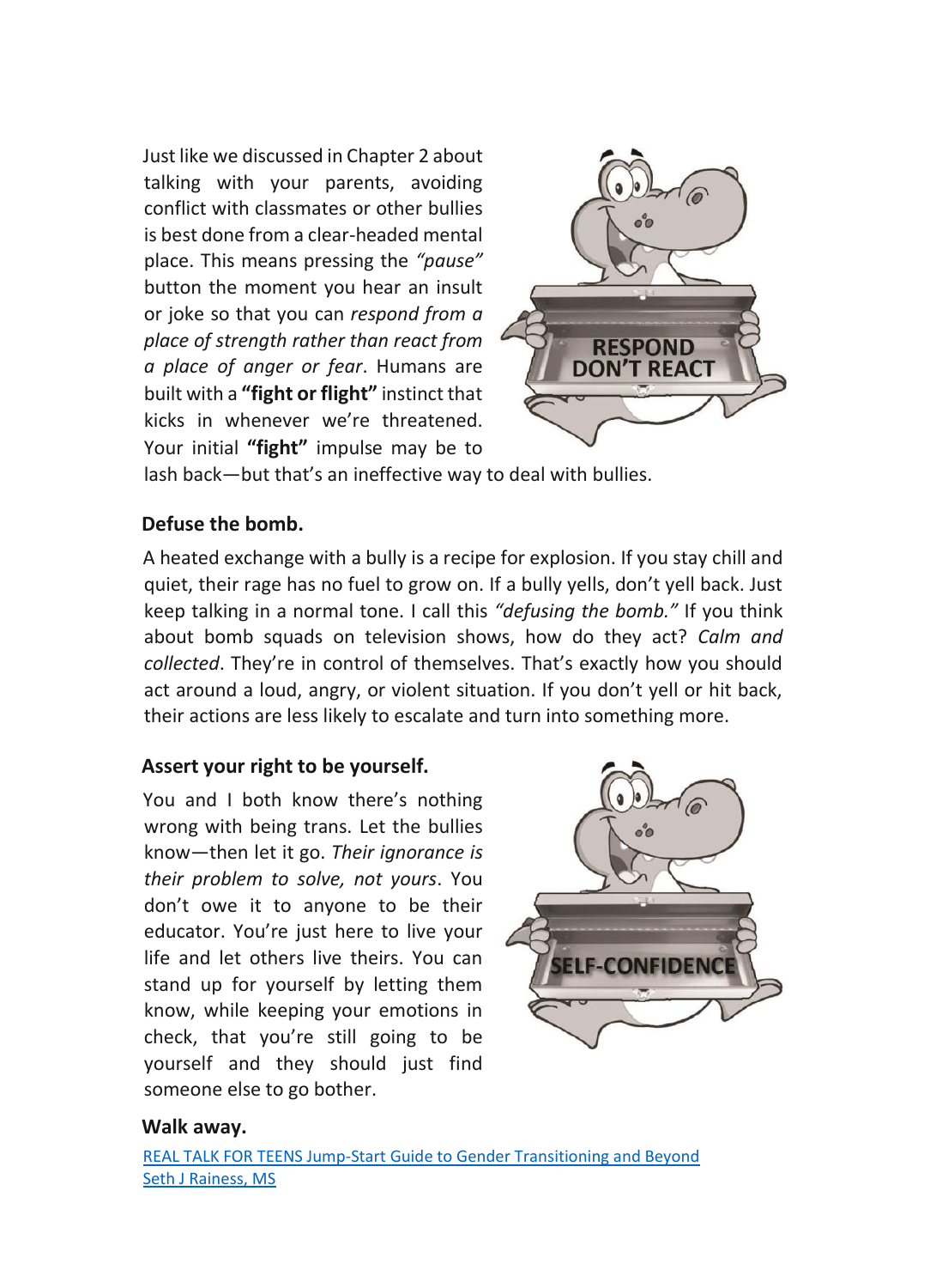Just like we discussed in Chapter 2 about talking with your parents, avoiding conflict with classmates or other bullies is best done from a clear-headed mental place. This means pressing the *"pause"* button the moment you hear an insult or joke so that you can *respond from a place of strength rather than react from a place of anger or fear*. Humans are built with a **"fight or flight"** instinct that kicks in whenever we're threatened. Your initial **"fight"** impulse may be to lash back—but that's an ineffective way to deal with bullies.

**Defuse the bomb.**

A heated exchange with a bully is a recipe for explosion. If you stay chill and quiet, their rage has no fuel to grow on. If a bully yells, don't yell back. Just keep talking in a normal tone. I call this *"defusing the bomb."* If you think about bomb squads on television shows, how do they act? *Calm and collected*. They're in control of themselves. That's exactly how you should act around a loud, angry, or violent situation. If you don't yell or hit back, their actions are less likely to escalate and turn into something more.

**Assert your right to be yourself.**

You and I both know there's nothing wrong with being trans. Let the bullies know—then let it go. *Their ignorance is their problem to solve, not yours*. You don't owe it to anyone to be their educator. You're just here to live your life and let others live theirs. You can stand up for yourself by letting them know, while keeping your emotions in check, that you're still going to be yourself and they should just find someone else to go bother.

**Walk away.**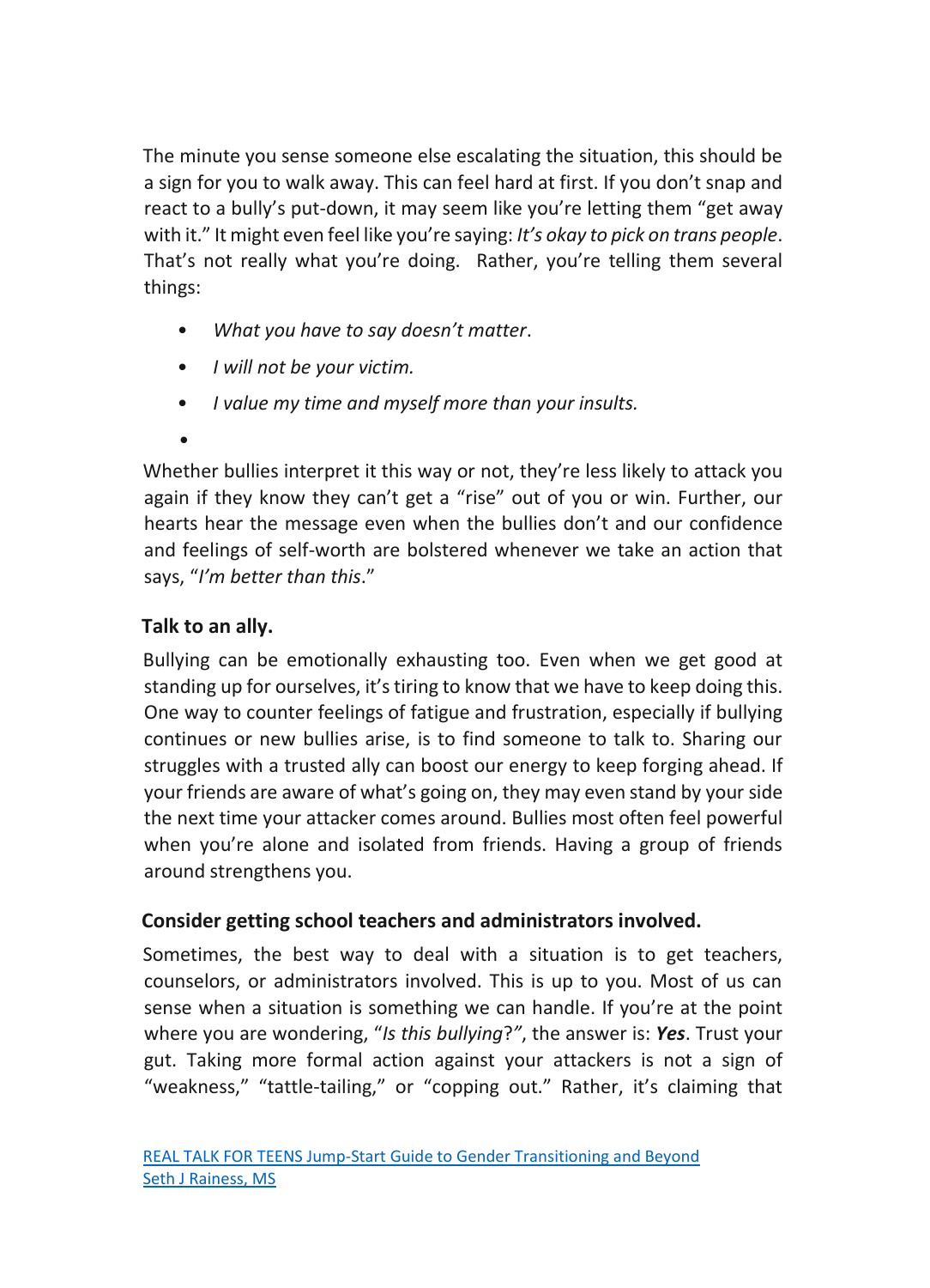The minute you sense someone else escalating the situation, this should be a sign for you to walk away. This can feel hard at first. If you don't snap and react to a bully's put-down, it may seem like you're letting them "get away with it." It might even feel like you're saying: *It's okay to pick on trans people*. That's not really what you're doing. Rather, you're telling them several things:

- *What you have to say doesn't matter*.
- *I will not be your victim.*
- *I value my time and myself more than your insults.*

Whether bullies interpret it this way or not, they're less likely to attack you again if they know they can't get a "rise" out of you or win. Further, our hearts hear the message even when the bullies don't and our confidence and feelings of self-worth are bolstered whenever we take an action that says, "*I'm better than this*."

**Talk to an ally.**

Bullying can be emotionally exhausting too. Even when we get good at standing up for ourselves, it's tiring to know that we have to keep doing this. One way to counter feelings of fatigue and frustration, especially if bullying continues or new bullies arise, is to find someone to talk to. Sharing our struggles with a trusted ally can boost our energy to keep forging ahead. If your friends are aware of what's going on, they may even stand by your side the next time your attacker comes around. Bullies most often feel powerful when you're alone and isolated from friends. Having a group of friends around strengthens you.

**Consider getting school teachers and administrators involved.**

Sometimes, the best way to deal with a situation is to get teachers, counselors, or administrators involved. This is up to you. Most of us can sense when a situation is something we can handle. If you're at the point where you are wondering, "*Is this bullying*?", the answer is: ***Yes***. Trust your gut. Taking more formal action against your attackers is not a sign of "weakness," "tattle-tailing," or "copping out." Rather, it's claiming that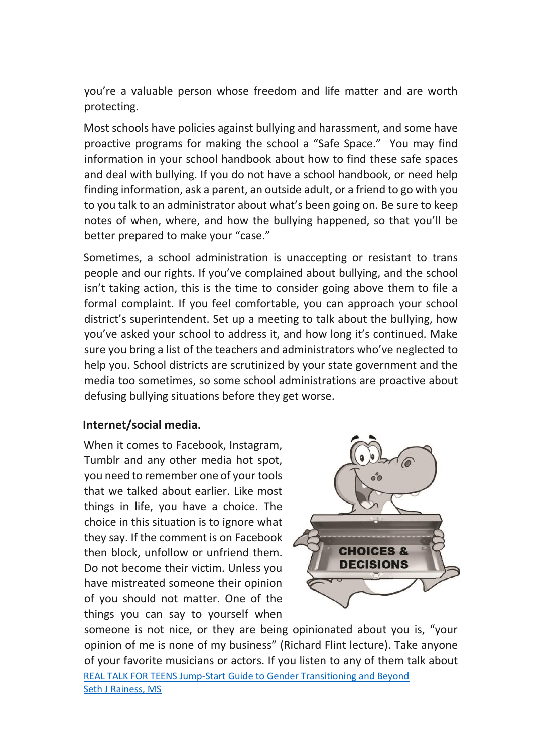you're a valuable person whose freedom and life matter and are worth protecting.

Most schools have policies against bullying and harassment, and some have proactive programs for making the school a "Safe Space." You may find information in your school handbook about how to find these safe spaces and deal with bullying. If you do not have a school handbook, or need help finding information, ask a parent, an outside adult, or a friend to go with you to you talk to an administrator about what's been going on. Be sure to keep notes of when, where, and how the bullying happened, so that you'll be better prepared to make your "case."

Sometimes, a school administration is unaccepting or resistant to trans people and our rights. If you've complained about bullying, and the school isn't taking action, this is the time to consider going above them to file a formal complaint. If you feel comfortable, you can approach your school district's superintendent. Set up a meeting to talk about the bullying, how you've asked your school to address it, and how long it's continued. Make sure you bring a list of the teachers and administrators who've neglected to help you. School districts are scrutinized by your state government and the media too sometimes, so some school administrations are proactive about defusing bullying situations before they get worse.

**Internet/social media.**

When it comes to Facebook, Instagram, Tumblr and any other media hot spot, you need to remember one of your tools that we talked about earlier. Like most things in life, you have a choice. The choice in this situation is to ignore what they say. If the comment is on Facebook then block, unfollow or unfriend them. Do not become their victim. Unless you have mistreated someone their opinion of you should not matter. One of the things you can say to yourself when someone is not nice, or they are being opinionated about you is, "your opinion of me is none of my business" (Richard Flint lecture). Take anyone of your favorite musicians or actors. If you listen to any of them talk about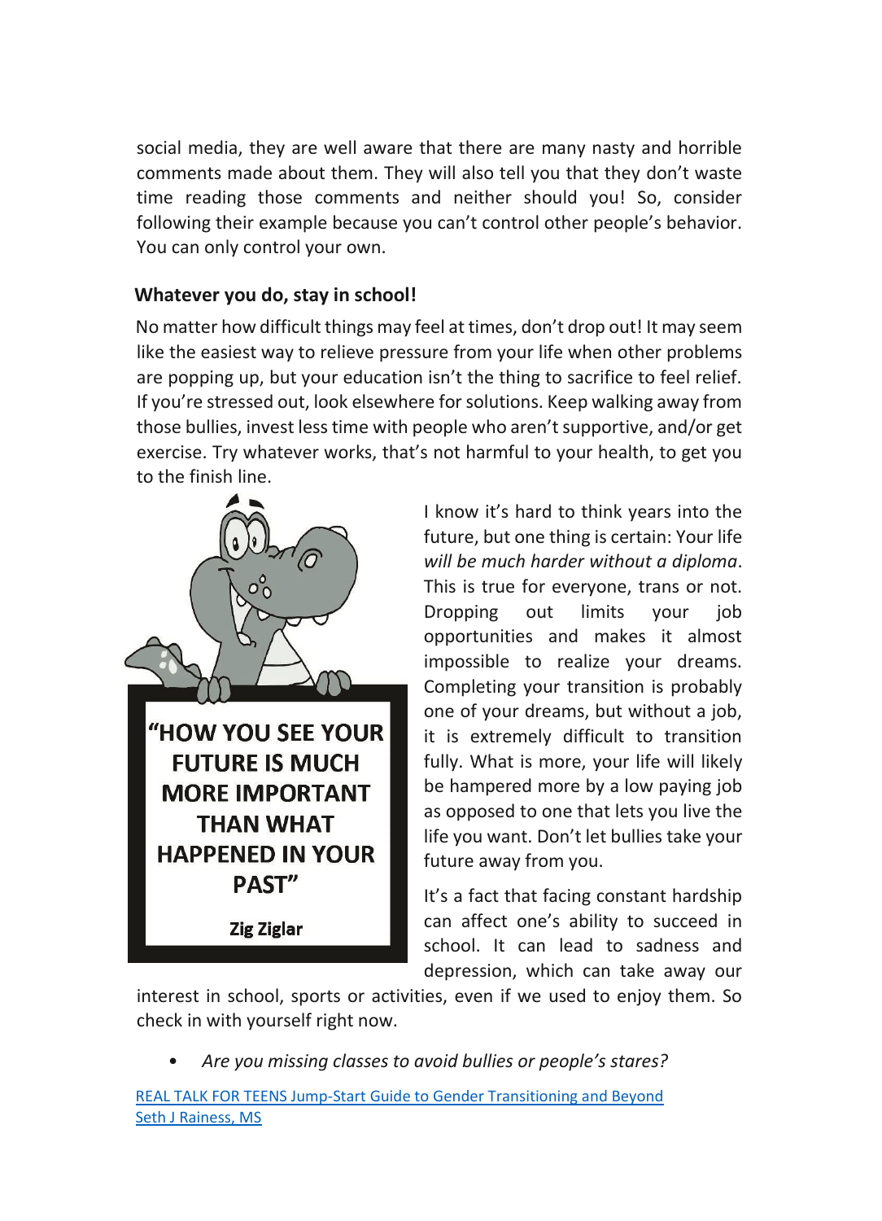social media, they are well aware that there are many nasty and horrible comments made about them. They will also tell you that they don't waste time reading those comments and neither should you! So, consider following their example because you can't control other people's behavior. You can only control your own.

**Whatever you do, stay in school!**

No matter how difficult things may feel at times, don't drop out! It may seem like the easiest way to relieve pressure from your life when other problems are popping up, but your education isn't the thing to sacrifice to feel relief. If you're stressed out, look elsewhere for solutions. Keep walking away from those bullies, invest less time with people who aren't supportive, and/or get exercise. Try whatever works, that's not harmful to your health, to get you to the finish line.

**"HOW YOU SEE YOUR FUTURE IS MUCH MORE IMPORTANT THAN WHAT HAPPENED IN YOUR PAST"**

**Zig Ziglar**

I know it's hard to think years into the future, but one thing is certain: Your life *will be much harder without a diploma*. This is true for everyone, trans or not. Dropping out limits your job opportunities and makes it almost impossible to realize your dreams. Completing your transition is probably one of your dreams, but without a job, it is extremely difficult to transition fully. What is more, your life will likely be hampered more by a low paying job as opposed to one that lets you live the life you want. Don't let bullies take your future away from you.

It's a fact that facing constant hardship can affect one's ability to succeed in school. It can lead to sadness and depression, which can take away our interest in school, sports or activities, even if we used to enjoy them. So check in with yourself right now.

- *Are you missing classes to avoid bullies or people's stares?*

REAL TALK FOR TEENS Jump-Start Guide to Gender Transitioning and Beyond
Seth J Rainess, MS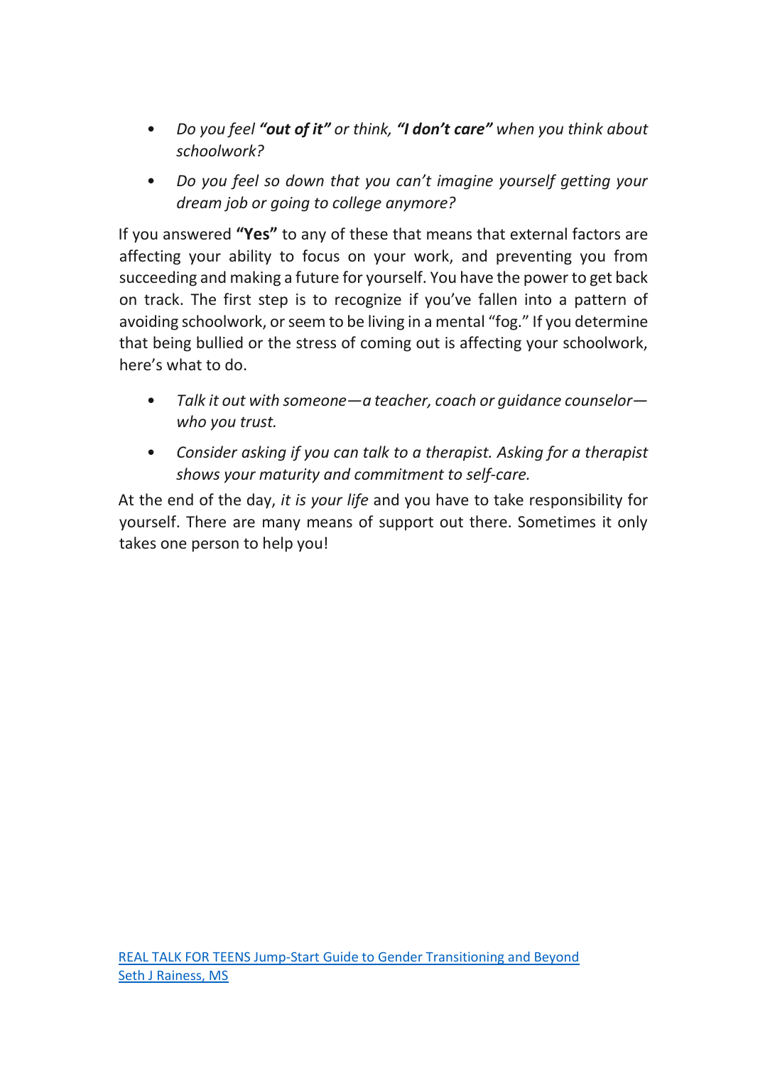- *Do you feel* ***"out of it"*** *or think,* ***"I don't care"*** *when you think about schoolwork?*
- *Do you feel so down that you can't imagine yourself getting your dream job or going to college anymore?*

If you answered **"Yes"** to any of these that means that external factors are affecting your ability to focus on your work, and preventing you from succeeding and making a future for yourself. You have the power to get back on track. The first step is to recognize if you've fallen into a pattern of avoiding schoolwork, or seem to be living in a mental "fog." If you determine that being bullied or the stress of coming out is affecting your schoolwork, here's what to do.

- *Talk it out with someone—a teacher, coach or guidance counselor—who you trust.*
- *Consider asking if you can talk to a therapist. Asking for a therapist shows your maturity and commitment to self-care.*

At the end of the day, *it is your life* and you have to take responsibility for yourself. There are many means of support out there. Sometimes it only takes one person to help you!